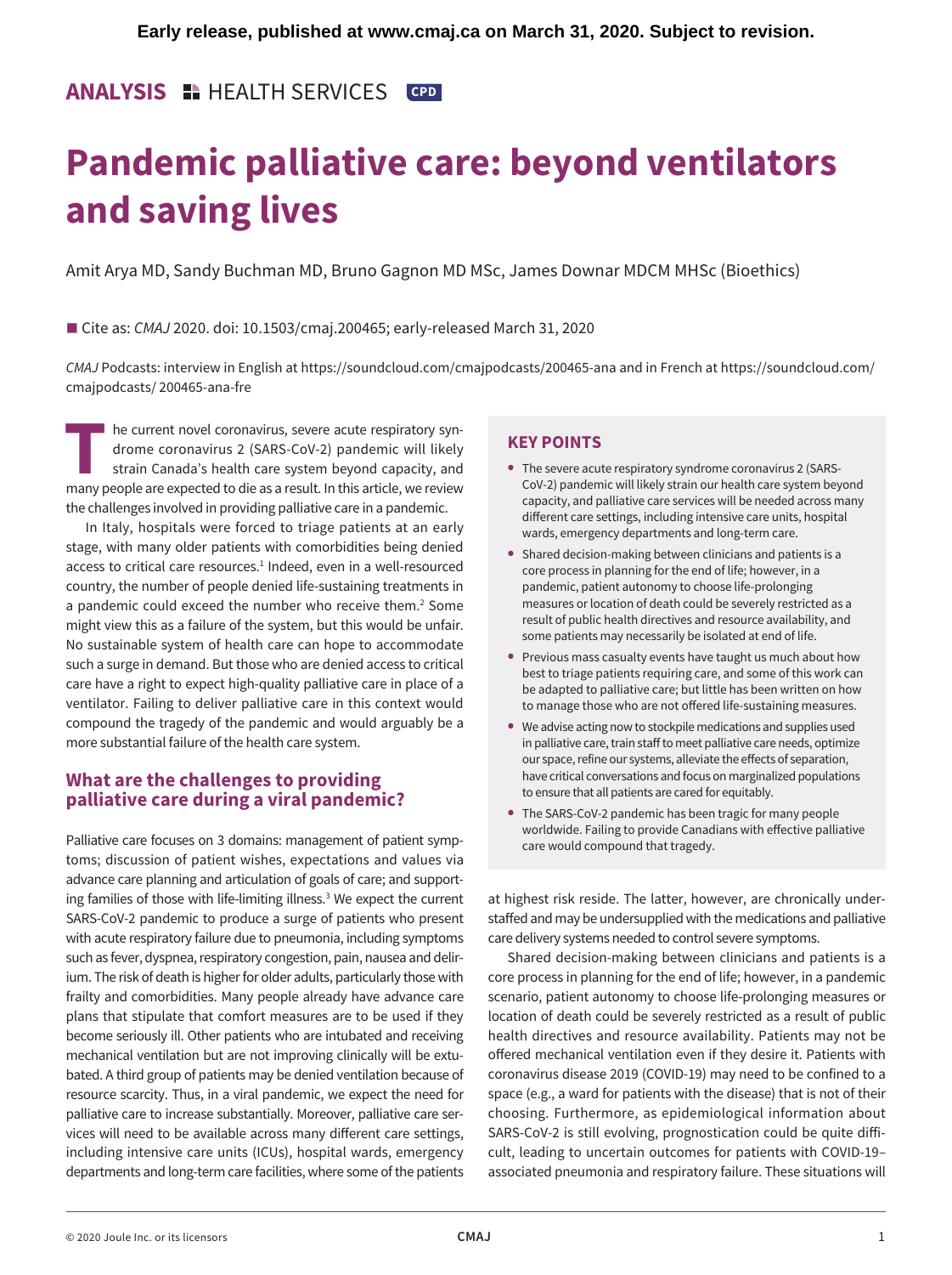Early release, published at www.cmaj.ca on March 31, 2020. Subject to revision.

**ANALYSIS** HEALTH SERVICES CPD

# Pandemic palliative care: beyond ventilators and saving lives

Amit Arya MD, Sandy Buchman MD, Bruno Gagnon MD MSc, James Downar MDCM MHSc (Bioethics)

■ Cite as: *CMAJ* 2020. doi: 10.1503/cmaj.200465; early-released March 31, 2020

*CMAJ* Podcasts: interview in English at https://soundcloud.com/cmajpodcasts/200465-ana and in French at https://soundcloud.com/cmajpodcasts/ 200465-ana-fre

The current novel coronavirus, severe acute respiratory syndrome coronavirus 2 (SARS-CoV-2) pandemic will likely strain Canada's health care system beyond capacity, and many people are expected to die as a result. In this article, we review the challenges involved in providing palliative care in a pandemic.

In Italy, hospitals were forced to triage patients at an early stage, with many older patients with comorbidities being denied access to critical care resources.[1] Indeed, even in a well-resourced country, the number of people denied life-sustaining treatments in a pandemic could exceed the number who receive them.[2] Some might view this as a failure of the system, but this would be unfair. No sustainable system of health care can hope to accommodate such a surge in demand. But those who are denied access to critical care have a right to expect high-quality palliative care in place of a ventilator. Failing to deliver palliative care in this context would compound the tragedy of the pandemic and would arguably be a more substantial failure of the health care system.

## KEY POINTS

- The severe acute respiratory syndrome coronavirus 2 (SARS-CoV-2) pandemic will likely strain our health care system beyond capacity, and palliative care services will be needed across many different care settings, including intensive care units, hospital wards, emergency departments and long-term care.
- Shared decision-making between clinicians and patients is a core process in planning for the end of life; however, in a pandemic, patient autonomy to choose life-prolonging measures or location of death could be severely restricted as a result of public health directives and resource availability, and some patients may necessarily be isolated at end of life.
- Previous mass casualty events have taught us much about how best to triage patients requiring care, and some of this work can be adapted to palliative care; but little has been written on how to manage those who are not offered life-sustaining measures.
- We advise acting now to stockpile medications and supplies used in palliative care, train staff to meet palliative care needs, optimize our space, refine our systems, alleviate the effects of separation, have critical conversations and focus on marginalized populations to ensure that all patients are cared for equitably.
- The SARS-CoV-2 pandemic has been tragic for many people worldwide. Failing to provide Canadians with effective palliative care would compound that tragedy.

## What are the challenges to providing palliative care during a viral pandemic?

Palliative care focuses on 3 domains: management of patient symptoms; discussion of patient wishes, expectations and values via advance care planning and articulation of goals of care; and supporting families of those with life-limiting illness.[3] We expect the current SARS-CoV-2 pandemic to produce a surge of patients who present with acute respiratory failure due to pneumonia, including symptoms such as fever, dyspnea, respiratory congestion, pain, nausea and delirium. The risk of death is higher for older adults, particularly those with frailty and comorbidities. Many people already have advance care plans that stipulate that comfort measures are to be used if they become seriously ill. Other patients who are intubated and receiving mechanical ventilation but are not improving clinically will be extubated. A third group of patients may be denied ventilation because of resource scarcity. Thus, in a viral pandemic, we expect the need for palliative care to increase substantially. Moreover, palliative care services will need to be available across many different care settings, including intensive care units (ICUs), hospital wards, emergency departments and long-term care facilities, where some of the patients at highest risk reside. The latter, however, are chronically understaffed and may be undersupplied with the medications and palliative care delivery systems needed to control severe symptoms.

Shared decision-making between clinicians and patients is a core process in planning for the end of life; however, in a pandemic scenario, patient autonomy to choose life-prolonging measures or location of death could be severely restricted as a result of public health directives and resource availability. Patients may not be offered mechanical ventilation even if they desire it. Patients with coronavirus disease 2019 (COVID-19) may need to be confined to a space (e.g., a ward for patients with the disease) that is not of their choosing. Furthermore, as epidemiological information about SARS-CoV-2 is still evolving, prognostication could be quite difficult, leading to uncertain outcomes for patients with COVID-19–associated pneumonia and respiratory failure. These situations will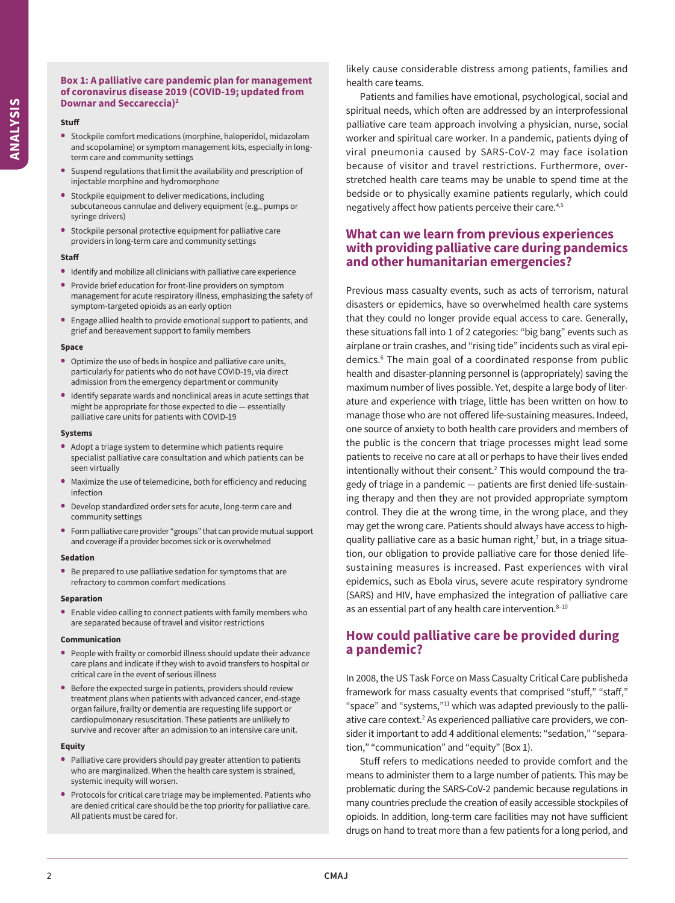**Box 1: A palliative care pandemic plan for management of coronavirus disease 2019 (COVID-19; updated from Downar and Seccareccia)[2]**

**Stuff**

- Stockpile comfort medications (morphine, haloperidol, midazolam and scopolamine) or symptom management kits, especially in long-term care and community settings
- Suspend regulations that limit the availability and prescription of injectable morphine and hydromorphone
- Stockpile equipment to deliver medications, including subcutaneous cannulae and delivery equipment (e.g., pumps or syringe drivers)
- Stockpile personal protective equipment for palliative care providers in long-term care and community settings

**Staff**

- Identify and mobilize all clinicians with palliative care experience
- Provide brief education for front-line providers on symptom management for acute respiratory illness, emphasizing the safety of symptom-targeted opioids as an early option
- Engage allied health to provide emotional support to patients, and grief and bereavement support to family members

**Space**

- Optimize the use of beds in hospice and palliative care units, particularly for patients who do not have COVID-19, via direct admission from the emergency department or community
- Identify separate wards and nonclinical areas in acute settings that might be appropriate for those expected to die — essentially palliative care units for patients with COVID-19

**Systems**

- Adopt a triage system to determine which patients require specialist palliative care consultation and which patients can be seen virtually
- Maximize the use of telemedicine, both for efficiency and reducing infection
- Develop standardized order sets for acute, long-term care and community settings
- Form palliative care provider "groups" that can provide mutual support and coverage if a provider becomes sick or is overwhelmed

**Sedation**

- Be prepared to use palliative sedation for symptoms that are refractory to common comfort medications

**Separation**

- Enable video calling to connect patients with family members who are separated because of travel and visitor restrictions

**Communication**

- People with frailty or comorbid illness should update their advance care plans and indicate if they wish to avoid transfers to hospital or critical care in the event of serious illness
- Before the expected surge in patients, providers should review treatment plans when patients with advanced cancer, end-stage organ failure, frailty or dementia are requesting life support or cardiopulmonary resuscitation. These patients are unlikely to survive and recover after an admission to an intensive care unit.

**Equity**

- Palliative care providers should pay greater attention to patients who are marginalized. When the health care system is strained, systemic inequity will worsen.
- Protocols for critical care triage may be implemented. Patients who are denied critical care should be the top priority for palliative care. All patients must be cared for.

likely cause considerable distress among patients, families and health care teams.

Patients and families have emotional, psychological, social and spiritual needs, which often are addressed by an interprofessional palliative care team approach involving a physician, nurse, social worker and spiritual care worker. In a pandemic, patients dying of viral pneumonia caused by SARS-CoV-2 may face isolation because of visitor and travel restrictions. Furthermore, overstretched health care teams may be unable to spend time at the bedside or to physically examine patients regularly, which could negatively affect how patients perceive their care.[4,5]

## What can we learn from previous experiences with providing palliative care during pandemics and other humanitarian emergencies?

Previous mass casualty events, such as acts of terrorism, natural disasters or epidemics, have so overwhelmed health care systems that they could no longer provide equal access to care. Generally, these situations fall into 1 of 2 categories: "big bang" events such as airplane or train crashes, and "rising tide" incidents such as viral epidemics.[6] The main goal of a coordinated response from public health and disaster-planning personnel is (appropriately) saving the maximum number of lives possible. Yet, despite a large body of literature and experience with triage, little has been written on how to manage those who are not offered life-sustaining measures. Indeed, one source of anxiety to both health care providers and members of the public is the concern that triage processes might lead some patients to receive no care at all or perhaps to have their lives ended intentionally without their consent.[2] This would compound the tragedy of triage in a pandemic — patients are first denied life-sustaining therapy and then they are not provided appropriate symptom control. They die at the wrong time, in the wrong place, and they may get the wrong care. Patients should always have access to high-quality palliative care as a basic human right,[7] but, in a triage situation, our obligation to provide palliative care for those denied life-sustaining measures is increased. Past experiences with viral epidemics, such as Ebola virus, severe acute respiratory syndrome (SARS) and HIV, have emphasized the integration of palliative care as an essential part of any health care intervention.[8–10]

## How could palliative care be provided during a pandemic?

In 2008, the US Task Force on Mass Casualty Critical Care publisheda framework for mass casualty events that comprised "stuff," "staff," "space" and "systems,"[11] which was adapted previously to the palliative care context.[2] As experienced palliative care providers, we consider it important to add 4 additional elements: "sedation," "separation," "communication" and "equity" (Box 1).

Stuff refers to medications needed to provide comfort and the means to administer them to a large number of patients. This may be problematic during the SARS-CoV-2 pandemic because regulations in many countries preclude the creation of easily accessible stockpiles of opioids. In addition, long-term care facilities may not have sufficient drugs on hand to treat more than a few patients for a long period, and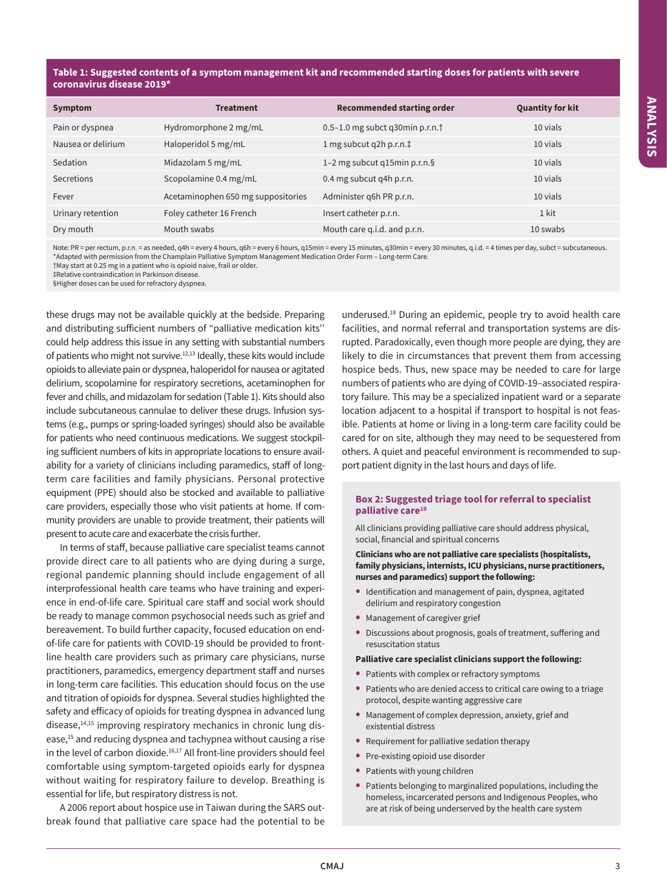**Table 1: Suggested contents of a symptom management kit and recommended starting doses for patients with severe coronavirus disease 2019***

| Symptom | Treatment | Recommended starting order | Quantity for kit |
|---|---|---|---|
| Pain or dyspnea | Hydromorphone 2 mg/mL | 0.5–1.0 mg subct q30min p.r.n.† | 10 vials |
| Nausea or delirium | Haloperidol 5 mg/mL | 1 mg subcut q2h p.r.n.‡ | 10 vials |
| Sedation | Midazolam 5 mg/mL | 1–2 mg subcut q15min p.r.n.§ | 10 vials |
| Secretions | Scopolamine 0.4 mg/mL | 0.4 mg subcut q4h p.r.n. | 10 vials |
| Fever | Acetaminophen 650 mg suppositories | Administer q6h PR p.r.n. | 10 vials |
| Urinary retention | Foley catheter 16 French | Insert catheter p.r.n. | 1 kit |
| Dry mouth | Mouth swabs | Mouth care q.i.d. and p.r.n. | 10 swabs |

Note: PR = per rectum, p.r.n. = as needed, q4h = every 4 hours, q6h = every 6 hours, q15min = every 15 minutes, q30min = every 30 minutes, q.i.d. = 4 times per day, subct = subcutaneous.
*Adapted with permission from the Champlain Palliative Symptom Management Medication Order Form – Long-term Care.
†May start at 0.25 mg in a patient who is opioid naive, frail or older.
‡Relative contraindication in Parkinson disease.
§Higher doses can be used for refractory dyspnea.

these drugs may not be available quickly at the bedside. Preparing and distributing sufficient numbers of "palliative medication kits'' could help address this issue in any setting with substantial numbers of patients who might not survive.[12,13] Ideally, these kits would include opioids to alleviate pain or dyspnea, haloperidol for nausea or agitated delirium, scopolamine for respiratory secretions, acetaminophen for fever and chills, and midazolam for sedation (Table 1). Kits should also include subcutaneous cannulae to deliver these drugs. Infusion systems (e.g., pumps or spring-loaded syringes) should also be available for patients who need continuous medications. We suggest stockpiling sufficient numbers of kits in appropriate locations to ensure availability for a variety of clinicians including paramedics, staff of long-term care facilities and family physicians. Personal protective equipment (PPE) should also be stocked and available to palliative care providers, especially those who visit patients at home. If community providers are unable to provide treatment, their patients will present to acute care and exacerbate the crisis further.

In terms of staff, because palliative care specialist teams cannot provide direct care to all patients who are dying during a surge, regional pandemic planning should include engagement of all interprofessional health care teams who have training and experience in end-of-life care. Spiritual care staff and social work should be ready to manage common psychosocial needs such as grief and bereavement. To build further capacity, focused education on end-of-life care for patients with COVID-19 should be provided to front-line health care providers such as primary care physicians, nurse practitioners, paramedics, emergency department staff and nurses in long-term care facilities. This education should focus on the use and titration of opioids for dyspnea. Several studies highlighted the safety and efficacy of opioids for treating dyspnea in advanced lung disease,[14,15] improving respiratory mechanics in chronic lung disease,[15] and reducing dyspnea and tachypnea without causing a rise in the level of carbon dioxide.[16,17] All front-line providers should feel comfortable using symptom-targeted opioids early for dyspnea without waiting for respiratory failure to develop. Breathing is essential for life, but respiratory distress is not.

A 2006 report about hospice use in Taiwan during the SARS outbreak found that palliative care space had the potential to be underused.[18] During an epidemic, people try to avoid health care facilities, and normal referral and transportation systems are disrupted. Paradoxically, even though more people are dying, they are likely to die in circumstances that prevent them from accessing hospice beds. Thus, new space may be needed to care for large numbers of patients who are dying of COVID-19–associated respiratory failure. This may be a specialized inpatient ward or a separate location adjacent to a hospital if transport to hospital is not feasible. Patients at home or living in a long-term care facility could be cared for on site, although they may need to be sequestered from others. A quiet and peaceful environment is recommended to support patient dignity in the last hours and days of life.

**Box 2: Suggested triage tool for referral to specialist palliative care[19]**

All clinicians providing palliative care should address physical, social, financial and spiritual concerns

**Clinicians who are not palliative care specialists (hospitalists, family physicians, internists, ICU physicians, nurse practitioners, nurses and paramedics) support the following:**

- Identification and management of pain, dyspnea, agitated delirium and respiratory congestion
- Management of caregiver grief
- Discussions about prognosis, goals of treatment, suffering and resuscitation status

**Palliative care specialist clinicians support the following:**

- Patients with complex or refractory symptoms
- Patients who are denied access to critical care owing to a triage protocol, despite wanting aggressive care
- Management of complex depression, anxiety, grief and existential distress
- Requirement for palliative sedation therapy
- Pre-existing opioid use disorder
- Patients with young children
- Patients belonging to marginalized populations, including the homeless, incarcerated persons and Indigenous Peoples, who are at risk of being underserved by the health care system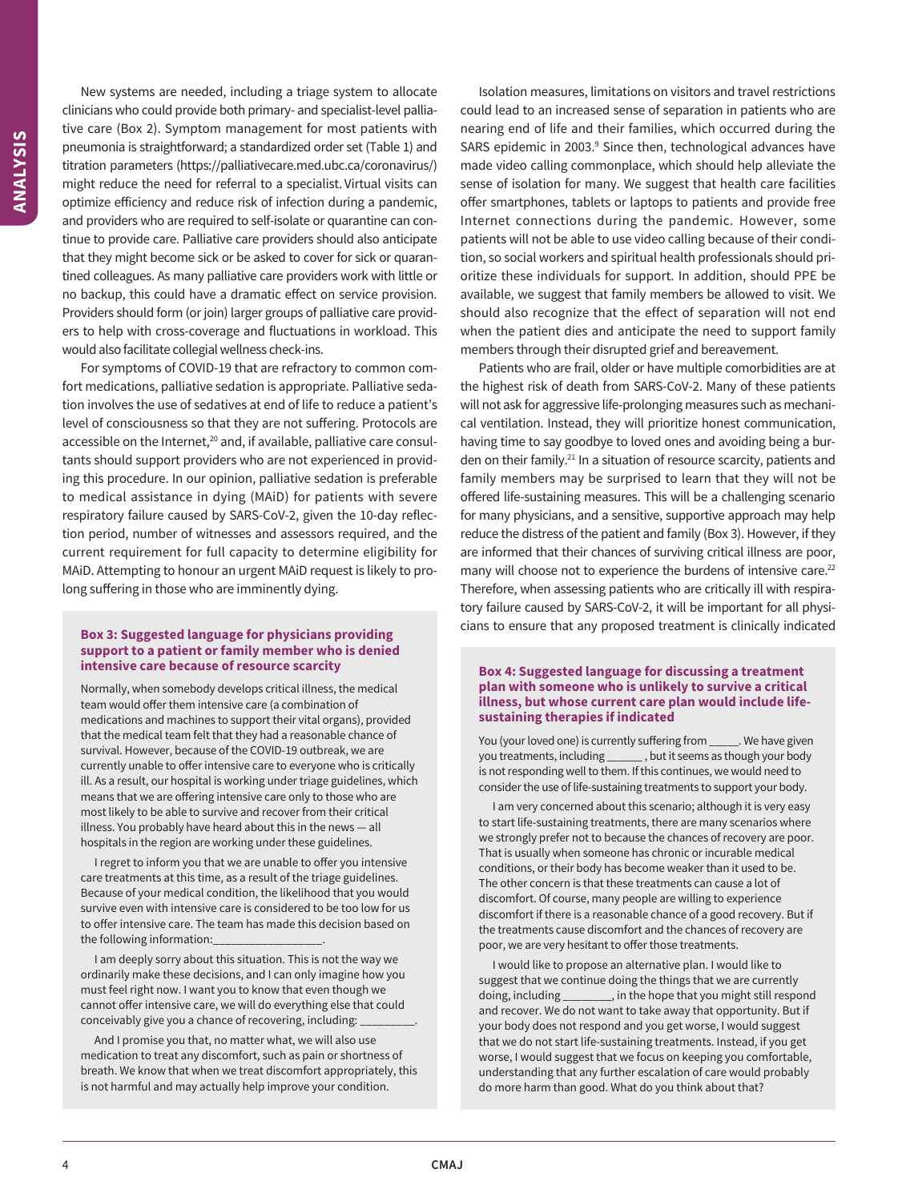New systems are needed, including a triage system to allocate clinicians who could provide both primary- and specialist-level palliative care (Box 2). Symptom management for most patients with pneumonia is straightforward; a standardized order set (Table 1) and titration parameters (https://palliativecare.med.ubc.ca/coronavirus/) might reduce the need for referral to a specialist. Virtual visits can optimize efficiency and reduce risk of infection during a pandemic, and providers who are required to self-isolate or quarantine can continue to provide care. Palliative care providers should also anticipate that they might become sick or be asked to cover for sick or quarantined colleagues. As many palliative care providers work with little or no backup, this could have a dramatic effect on service provision. Providers should form (or join) larger groups of palliative care providers to help with cross-coverage and fluctuations in workload. This would also facilitate collegial wellness check-ins.

For symptoms of COVID-19 that are refractory to common comfort medications, palliative sedation is appropriate. Palliative sedation involves the use of sedatives at end of life to reduce a patient's level of consciousness so that they are not suffering. Protocols are accessible on the Internet,[20] and, if available, palliative care consultants should support providers who are not experienced in providing this procedure. In our opinion, palliative sedation is preferable to medical assistance in dying (MAiD) for patients with severe respiratory failure caused by SARS-CoV-2, given the 10-day reflection period, number of witnesses and assessors required, and the current requirement for full capacity to determine eligibility for MAiD. Attempting to honour an urgent MAiD request is likely to prolong suffering in those who are imminently dying.

### Box 3: Suggested language for physicians providing support to a patient or family member who is denied intensive care because of resource scarcity

Normally, when somebody develops critical illness, the medical team would offer them intensive care (a combination of medications and machines to support their vital organs), provided that the medical team felt that they had a reasonable chance of survival. However, because of the COVID-19 outbreak, we are currently unable to offer intensive care to everyone who is critically ill. As a result, our hospital is working under triage guidelines, which means that we are offering intensive care only to those who are most likely to be able to survive and recover from their critical illness. You probably have heard about this in the news — all hospitals in the region are working under these guidelines.

I regret to inform you that we are unable to offer you intensive care treatments at this time, as a result of the triage guidelines. Because of your medical condition, the likelihood that you would survive even with intensive care is considered to be too low for us to offer intensive care. The team has made this decision based on the following information:___________________.

I am deeply sorry about this situation. This is not the way we ordinarily make these decisions, and I can only imagine how you must feel right now. I want you to know that even though we cannot offer intensive care, we will do everything else that could conceivably give you a chance of recovering, including: _________.

And I promise you that, no matter what, we will also use medication to treat any discomfort, such as pain or shortness of breath. We know that when we treat discomfort appropriately, this is not harmful and may actually help improve your condition.

Isolation measures, limitations on visitors and travel restrictions could lead to an increased sense of separation in patients who are nearing end of life and their families, which occurred during the SARS epidemic in 2003.[9] Since then, technological advances have made video calling commonplace, which should help alleviate the sense of isolation for many. We suggest that health care facilities offer smartphones, tablets or laptops to patients and provide free Internet connections during the pandemic. However, some patients will not be able to use video calling because of their condition, so social workers and spiritual health professionals should prioritize these individuals for support. In addition, should PPE be available, we suggest that family members be allowed to visit. We should also recognize that the effect of separation will not end when the patient dies and anticipate the need to support family members through their disrupted grief and bereavement.

Patients who are frail, older or have multiple comorbidities are at the highest risk of death from SARS-CoV-2. Many of these patients will not ask for aggressive life-prolonging measures such as mechanical ventilation. Instead, they will prioritize honest communication, having time to say goodbye to loved ones and avoiding being a burden on their family.[21] In a situation of resource scarcity, patients and family members may be surprised to learn that they will not be offered life-sustaining measures. This will be a challenging scenario for many physicians, and a sensitive, supportive approach may help reduce the distress of the patient and family (Box 3). However, if they are informed that their chances of surviving critical illness are poor, many will choose not to experience the burdens of intensive care.[22] Therefore, when assessing patients who are critically ill with respiratory failure caused by SARS-CoV-2, it will be important for all physicians to ensure that any proposed treatment is clinically indicated

### Box 4: Suggested language for discussing a treatment plan with someone who is unlikely to survive a critical illness, but whose current care plan would include life-sustaining therapies if indicated

You (your loved one) is currently suffering from _____. We have given you treatments, including ______ , but it seems as though your body is not responding well to them. If this continues, we would need to consider the use of life-sustaining treatments to support your body.

I am very concerned about this scenario; although it is very easy to start life-sustaining treatments, there are many scenarios where we strongly prefer not to because the chances of recovery are poor. That is usually when someone has chronic or incurable medical conditions, or their body has become weaker than it used to be. The other concern is that these treatments can cause a lot of discomfort. Of course, many people are willing to experience discomfort if there is a reasonable chance of a good recovery. But if the treatments cause discomfort and the chances of recovery are poor, we are very hesitant to offer those treatments.

I would like to propose an alternative plan. I would like to suggest that we continue doing the things that we are currently doing, including ________, in the hope that you might still respond and recover. We do not want to take away that opportunity. But if your body does not respond and you get worse, I would suggest that we do not start life-sustaining treatments. Instead, if you get worse, I would suggest that we focus on keeping you comfortable, understanding that any further escalation of care would probably do more harm than good. What do you think about that?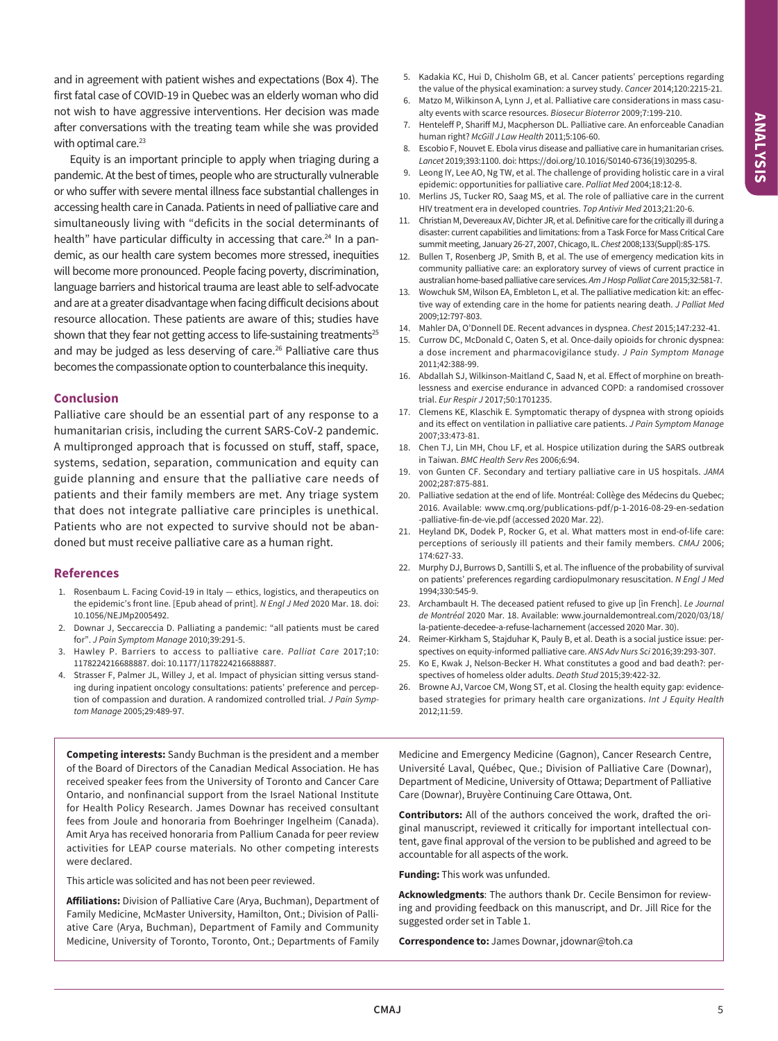and in agreement with patient wishes and expectations (Box 4). The first fatal case of COVID-19 in Quebec was an elderly woman who did not wish to have aggressive interventions. Her decision was made after conversations with the treating team while she was provided with optimal care.[23]

Equity is an important principle to apply when triaging during a pandemic. At the best of times, people who are structurally vulnerable or who suffer with severe mental illness face substantial challenges in accessing health care in Canada. Patients in need of palliative care and simultaneously living with "deficits in the social determinants of health" have particular difficulty in accessing that care.[24] In a pandemic, as our health care system becomes more stressed, inequities will become more pronounced. People facing poverty, discrimination, language barriers and historical trauma are least able to self-advocate and are at a greater disadvantage when facing difficult decisions about resource allocation. These patients are aware of this; studies have shown that they fear not getting access to life-sustaining treatments[25] and may be judged as less deserving of care.[26] Palliative care thus becomes the compassionate option to counterbalance this inequity.

## Conclusion

Palliative care should be an essential part of any response to a humanitarian crisis, including the current SARS-CoV-2 pandemic. A multipronged approach that is focussed on stuff, staff, space, systems, sedation, separation, communication and equity can guide planning and ensure that the palliative care needs of patients and their family members are met. Any triage system that does not integrate palliative care principles is unethical. Patients who are not expected to survive should not be abandoned but must receive palliative care as a human right.

## References

1. Rosenbaum L. Facing Covid-19 in Italy — ethics, logistics, and therapeutics on the epidemic's front line. [Epub ahead of print]. *N Engl J Med* 2020 Mar. 18. doi: 10.1056/NEJMp2005492.
2. Downar J, Seccareccia D. Palliating a pandemic: "all patients must be cared for". *J Pain Symptom Manage* 2010;39:291-5.
3. Hawley P. Barriers to access to palliative care. *Palliat Care* 2017;10: 1178224216688887. doi: 10.1177/1178224216688887.
4. Strasser F, Palmer JL, Willey J, et al. Impact of physician sitting versus standing during inpatient oncology consultations: patients' preference and perception of compassion and duration. A randomized controlled trial. *J Pain Symptom Manage* 2005;29:489-97.
5. Kadakia KC, Hui D, Chisholm GB, et al. Cancer patients' perceptions regarding the value of the physical examination: a survey study. *Cancer* 2014;120:2215-21.
6. Matzo M, Wilkinson A, Lynn J, et al. Palliative care considerations in mass casualty events with scarce resources. *Biosecur Bioterror* 2009;7:199-210.
7. Henteleff P, Shariff MJ, Macpherson DL. Palliative care. An enforceable Canadian human right? *McGill J Law Health* 2011;5:106-60.
8. Escobio F, Nouvet E. Ebola virus disease and palliative care in humanitarian crises. *Lancet* 2019;393:1100. doi: https://doi.org/10.1016/S0140-6736(19)30295-8.
9. Leong IY, Lee AO, Ng TW, et al. The challenge of providing holistic care in a viral epidemic: opportunities for palliative care. *Palliat Med* 2004;18:12-8.
10. Merlins JS, Tucker RO, Saag MS, et al. The role of palliative care in the current HIV treatment era in developed countries. *Top Antivir Med* 2013;21:20-6.
11. Christian M, Devereaux AV, Dichter JR, et al. Definitive care for the critically ill during a disaster: current capabilities and limitations: from a Task Force for Mass Critical Care summit meeting, January 26-27, 2007, Chicago, IL. *Chest* 2008;133(Suppl):8S-17S.
12. Bullen T, Rosenberg JP, Smith B, et al. The use of emergency medication kits in community palliative care: an exploratory survey of views of current practice in australian home-based palliative care services. *Am J Hosp Palliat Care* 2015;32:581-7.
13. Wowchuk SM, Wilson EA, Embleton L, et al. The palliative medication kit: an effective way of extending care in the home for patients nearing death. *J Palliat Med* 2009;12:797-803.
14. Mahler DA, O'Donnell DE. Recent advances in dyspnea. *Chest* 2015;147:232-41.
15. Currow DC, McDonald C, Oaten S, et al. Once-daily opioids for chronic dyspnea: a dose increment and pharmacovigilance study. *J Pain Symptom Manage* 2011;42:388-99.
16. Abdallah SJ, Wilkinson-Maitland C, Saad N, et al. Effect of morphine on breathlessness and exercise endurance in advanced COPD: a randomised crossover trial. *Eur Respir J* 2017;50:1701235.
17. Clemens KE, Klaschik E. Symptomatic therapy of dyspnea with strong opioids and its effect on ventilation in palliative care patients. *J Pain Symptom Manage* 2007;33:473-81.
18. Chen TJ, Lin MH, Chou LF, et al. Hospice utilization during the SARS outbreak in Taiwan. *BMC Health Serv Res* 2006;6:94.
19. von Gunten CF. Secondary and tertiary palliative care in US hospitals. *JAMA* 2002;287:875-881.
20. Palliative sedation at the end of life. Montréal: Collège des Médecins du Quebec; 2016. Available: www.cmq.org/publications-pdf/p-1-2016-08-29-en-sedation-palliative-fin-de-vie.pdf (accessed 2020 Mar. 22).
21. Heyland DK, Dodek P, Rocker G, et al. What matters most in end-of-life care: perceptions of seriously ill patients and their family members. *CMAJ* 2006; 174:627-33.
22. Murphy DJ, Burrows D, Santilli S, et al. The influence of the probability of survival on patients' preferences regarding cardiopulmonary resuscitation. *N Engl J Med* 1994;330:545-9.
23. Archambault H. The deceased patient refused to give up [in French]. *Le Journal de Montréal* 2020 Mar. 18. Available: www.journaldemontreal.com/2020/03/18/la-patiente-decedee-a-refuse-lacharnement (accessed 2020 Mar. 30).
24. Reimer-Kirkham S, Stajduhar K, Pauly B, et al. Death is a social justice issue: perspectives on equity-informed palliative care. *ANS Adv Nurs Sci* 2016;39:293-307.
25. Ko E, Kwak J, Nelson-Becker H. What constitutes a good and bad death?: perspectives of homeless older adults. *Death Stud* 2015;39:422-32.
26. Browne AJ, Varcoe CM, Wong ST, et al. Closing the health equity gap: evidence-based strategies for primary health care organizations. *Int J Equity Health* 2012;11:59.

**Competing interests:** Sandy Buchman is the president and a member of the Board of Directors of the Canadian Medical Association. He has received speaker fees from the University of Toronto and Cancer Care Ontario, and nonfinancial support from the Israel National Institute for Health Policy Research. James Downar has received consultant fees from Joule and honoraria from Boehringer Ingelheim (Canada). Amit Arya has received honoraria from Pallium Canada for peer review activities for LEAP course materials. No other competing interests were declared.

This article was solicited and has not been peer reviewed.

**Affiliations:** Division of Palliative Care (Arya, Buchman), Department of Family Medicine, McMaster University, Hamilton, Ont.; Division of Palliative Care (Arya, Buchman), Department of Family and Community Medicine, University of Toronto, Toronto, Ont.; Departments of Family Medicine and Emergency Medicine (Gagnon), Cancer Research Centre, Université Laval, Québec, Que.; Division of Palliative Care (Downar), Department of Medicine, University of Ottawa; Department of Palliative Care (Downar), Bruyère Continuing Care Ottawa, Ont.

**Contributors:** All of the authors conceived the work, drafted the original manuscript, reviewed it critically for important intellectual content, gave final approval of the version to be published and agreed to be accountable for all aspects of the work.

**Funding:** This work was unfunded.

**Acknowledgments**: The authors thank Dr. Cecile Bensimon for reviewing and providing feedback on this manuscript, and Dr. Jill Rice for the suggested order set in Table 1.

**Correspondence to:** James Downar, jdownar@toh.ca